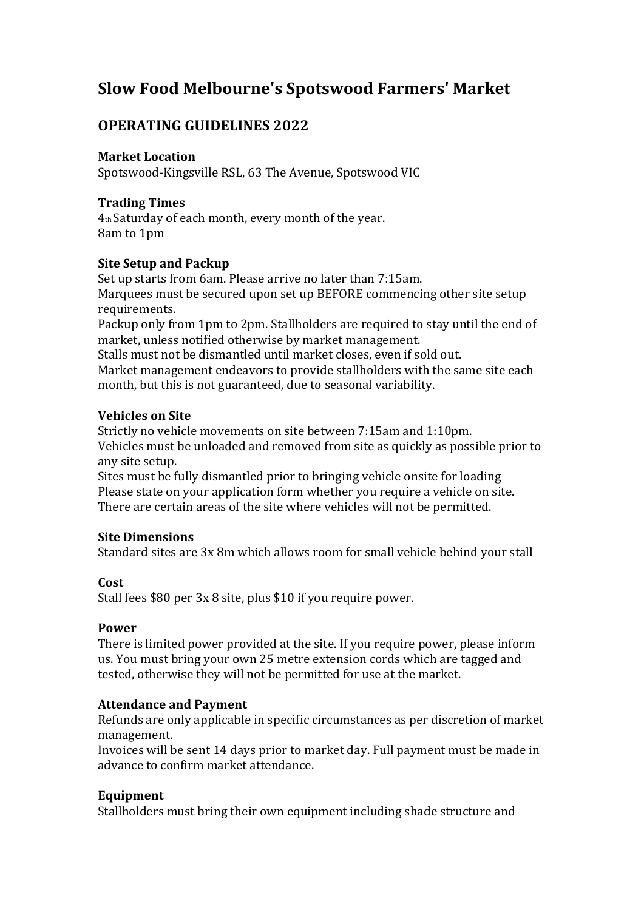# Slow Food Melbourne's Spotswood Farmers' Market

## OPERATING GUIDELINES 2022

**Market Location**
Spotswood-Kingsville RSL, 63 The Avenue, Spotswood VIC

**Trading Times**
4th Saturday of each month, every month of the year.
8am to 1pm

**Site Setup and Packup**
Set up starts from 6am. Please arrive no later than 7:15am.
Marquees must be secured upon set up BEFORE commencing other site setup requirements.
Packup only from 1pm to 2pm. Stallholders are required to stay until the end of market, unless notified otherwise by market management.
Stalls must not be dismantled until market closes, even if sold out.
Market management endeavors to provide stallholders with the same site each month, but this is not guaranteed, due to seasonal variability.

**Vehicles on Site**
Strictly no vehicle movements on site between 7:15am and 1:10pm.
Vehicles must be unloaded and removed from site as quickly as possible prior to any site setup.
Sites must be fully dismantled prior to bringing vehicle onsite for loading
Please state on your application form whether you require a vehicle on site.
There are certain areas of the site where vehicles will not be permitted.

**Site Dimensions**
Standard sites are 3x 8m which allows room for small vehicle behind your stall

**Cost**
Stall fees $80 per 3x 8 site, plus $10 if you require power.

**Power**
There is limited power provided at the site. If you require power, please inform us. You must bring your own 25 metre extension cords which are tagged and tested, otherwise they will not be permitted for use at the market.

**Attendance and Payment**
Refunds are only applicable in specific circumstances as per discretion of market management.
Invoices will be sent 14 days prior to market day. Full payment must be made in advance to confirm market attendance.

**Equipment**
Stallholders must bring their own equipment including shade structure and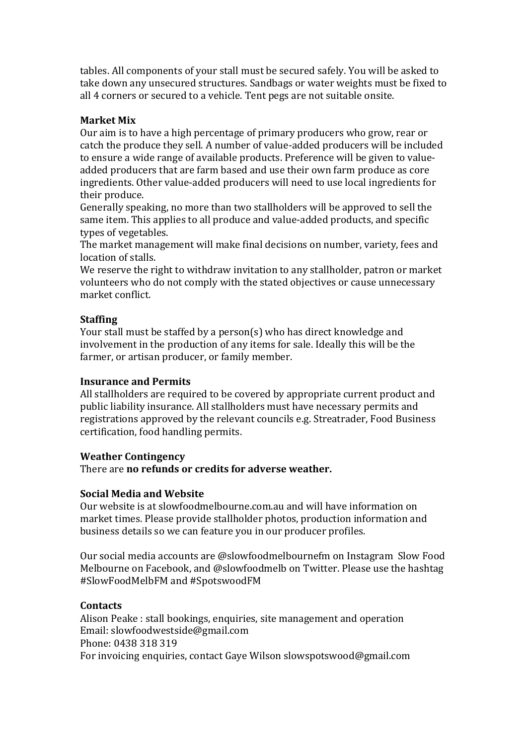tables. All components of your stall must be secured safely. You will be asked to take down any unsecured structures. Sandbags or water weights must be fixed to all 4 corners or secured to a vehicle. Tent pegs are not suitable onsite.

**Market Mix**

Our aim is to have a high percentage of primary producers who grow, rear or catch the produce they sell. A number of value-added producers will be included to ensure a wide range of available products. Preference will be given to value-added producers that are farm based and use their own farm produce as core ingredients. Other value-added producers will need to use local ingredients for their produce.

Generally speaking, no more than two stallholders will be approved to sell the same item. This applies to all produce and value-added products, and specific types of vegetables.

The market management will make final decisions on number, variety, fees and location of stalls.

We reserve the right to withdraw invitation to any stallholder, patron or market volunteers who do not comply with the stated objectives or cause unnecessary market conflict.

**Staffing**

Your stall must be staffed by a person(s) who has direct knowledge and involvement in the production of any items for sale. Ideally this will be the farmer, or artisan producer, or family member.

**Insurance and Permits**

All stallholders are required to be covered by appropriate current product and public liability insurance. All stallholders must have necessary permits and registrations approved by the relevant councils e.g. Streatrader, Food Business certification, food handling permits.

**Weather Contingency**

There are **no refunds or credits for adverse weather.**

**Social Media and Website**

Our website is at slowfoodmelbourne.com.au and will have information on market times. Please provide stallholder photos, production information and business details so we can feature you in our producer profiles.

Our social media accounts are @slowfoodmelbournefm on Instagram Slow Food Melbourne on Facebook, and @slowfoodmelb on Twitter. Please use the hashtag #SlowFoodMelbFM and #SpotswoodFM

**Contacts**

Alison Peake : stall bookings, enquiries, site management and operation
Email: slowfoodwestside@gmail.com
Phone: 0438 318 319
For invoicing enquiries, contact Gaye Wilson slowspotswood@gmail.com